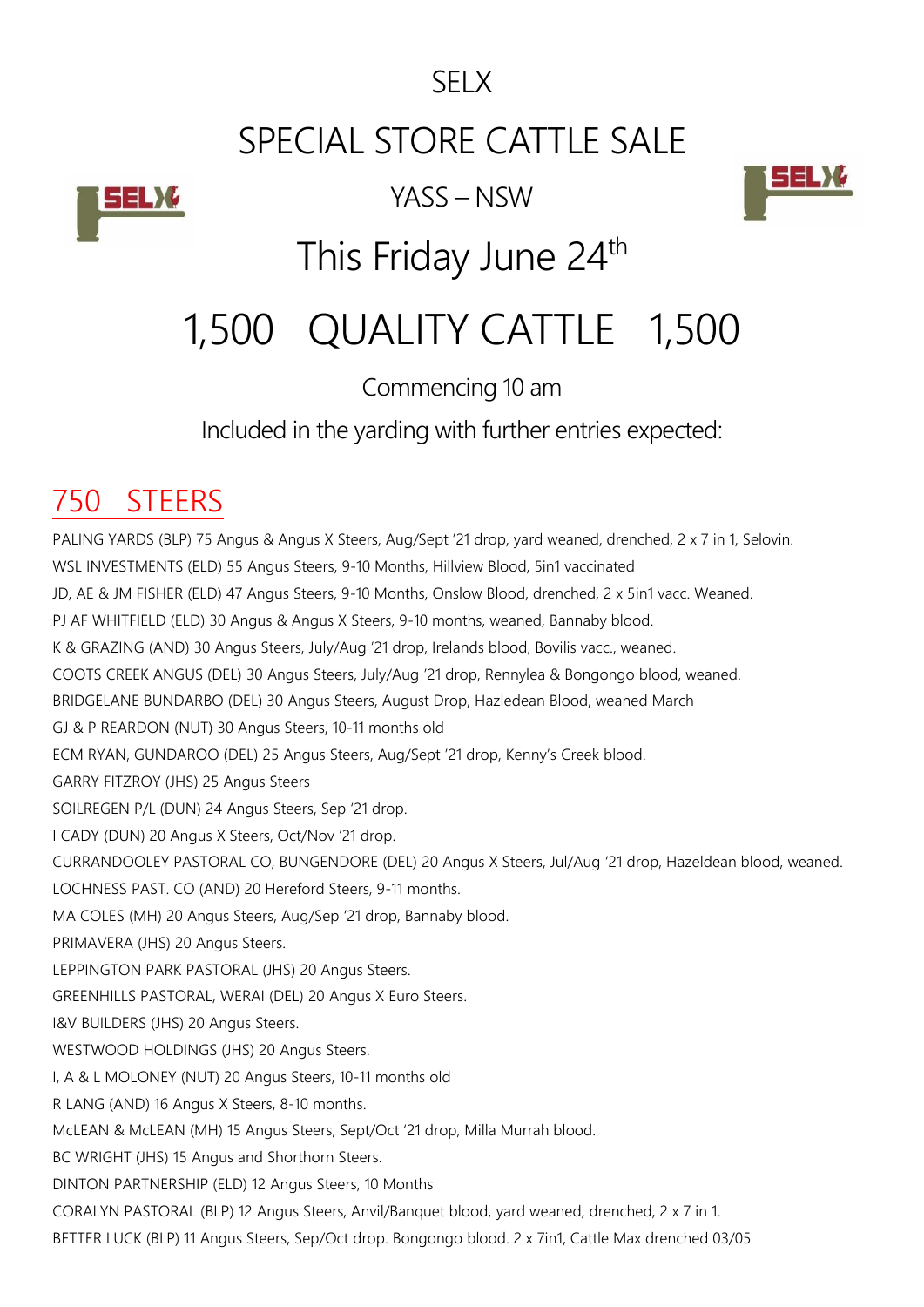# SELX

# SPECIAL STORE CATTLE SALE

## YASS – NSW

# This Friday June 24th

# 1,500 QUALITY CATTLE 1,500

Commencing 10 am

Included in the yarding with further entries expected:

## 750 STEERS

PALING YARDS (BLP) 75 Angus & Angus X Steers, Aug/Sept '21 drop, yard weaned, drenched, 2 x 7 in 1, Selovin.
WSL INVESTMENTS (ELD) 55 Angus Steers, 9-10 Months, Hillview Blood, 5in1 vaccinated
JD, AE & JM FISHER (ELD) 47 Angus Steers, 9-10 Months, Onslow Blood, drenched, 2 x 5in1 vacc. Weaned.
PJ AF WHITFIELD (ELD) 30 Angus & Angus X Steers, 9-10 months, weaned, Bannaby blood.
K & GRAZING (AND) 30 Angus Steers, July/Aug '21 drop, Irelands blood, Bovilis vacc., weaned.
COOTS CREEK ANGUS (DEL) 30 Angus Steers, July/Aug '21 drop, Rennylea & Bongongo blood, weaned.
BRIDGELANE BUNDARBO (DEL) 30 Angus Steers, August Drop, Hazledean Blood, weaned March
GJ & P REARDON (NUT) 30 Angus Steers, 10-11 months old
ECM RYAN, GUNDAROO (DEL) 25 Angus Steers, Aug/Sept '21 drop, Kenny's Creek blood.
GARRY FITZROY (JHS) 25 Angus Steers
SOILREGEN P/L (DUN) 24 Angus Steers, Sep '21 drop.
I CADY (DUN) 20 Angus X Steers, Oct/Nov '21 drop.
CURRANDOOLEY PASTORAL CO, BUNGENDORE (DEL) 20 Angus X Steers, Jul/Aug '21 drop, Hazeldean blood, weaned.
LOCHNESS PAST. CO (AND) 20 Hereford Steers, 9-11 months.
MA COLES (MH) 20 Angus Steers, Aug/Sep '21 drop, Bannaby blood.
PRIMAVERA (JHS) 20 Angus Steers.
LEPPINGTON PARK PASTORAL (JHS) 20 Angus Steers.
GREENHILLS PASTORAL, WERAI (DEL) 20 Angus X Euro Steers.
I&V BUILDERS (JHS) 20 Angus Steers.
WESTWOOD HOLDINGS (JHS) 20 Angus Steers.
I, A & L MOLONEY (NUT) 20 Angus Steers, 10-11 months old
R LANG (AND) 16 Angus X Steers, 8-10 months.
McLEAN & McLEAN (MH) 15 Angus Steers, Sept/Oct '21 drop, Milla Murrah blood.
BC WRIGHT (JHS) 15 Angus and Shorthorn Steers.
DINTON PARTNERSHIP (ELD) 12 Angus Steers, 10 Months
CORALYN PASTORAL (BLP) 12 Angus Steers, Anvil/Banquet blood, yard weaned, drenched, 2 x 7 in 1.
BETTER LUCK (BLP) 11 Angus Steers, Sep/Oct drop. Bongongo blood. 2 x 7in1, Cattle Max drenched 03/05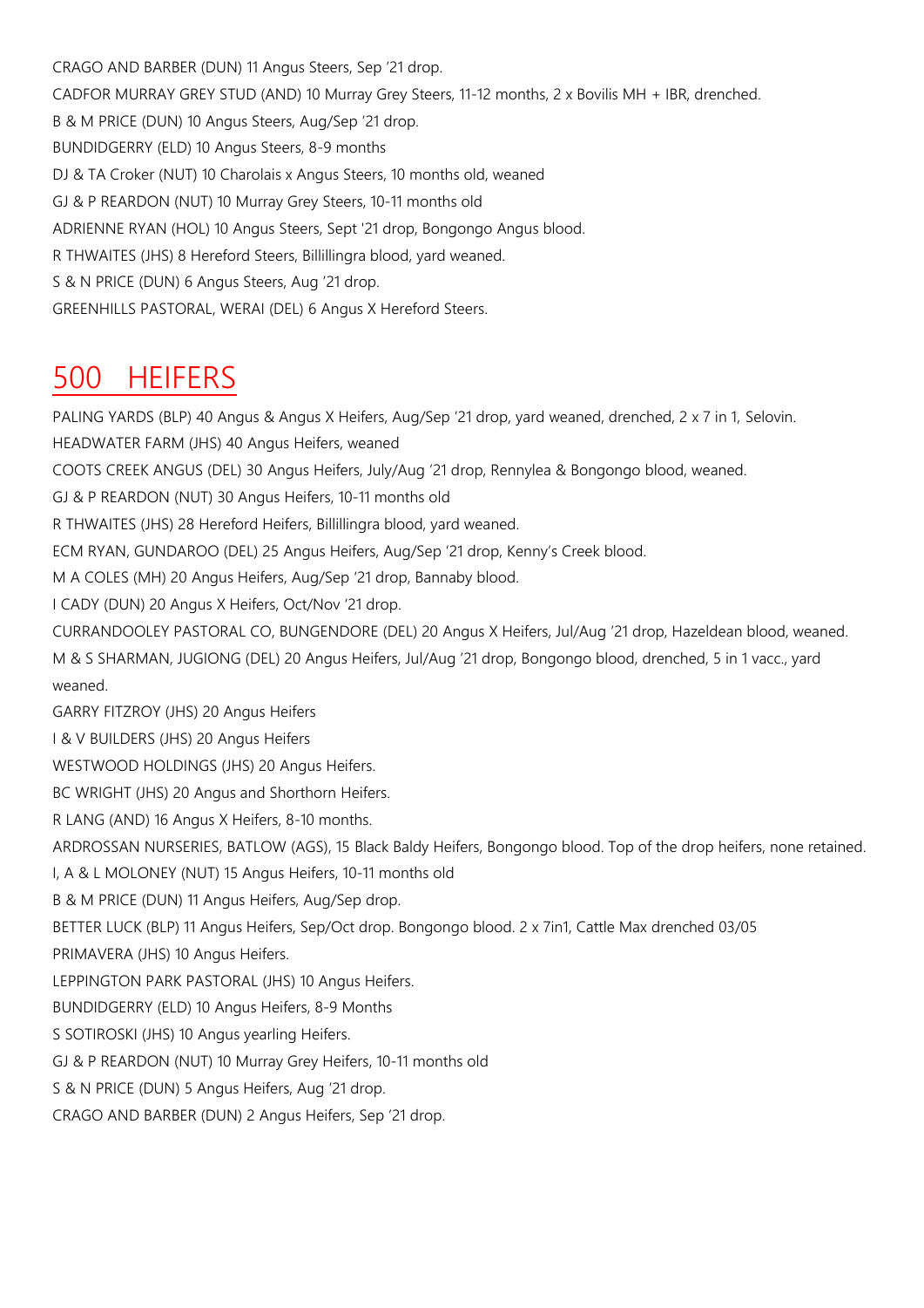CRAGO AND BARBER (DUN) 11 Angus Steers, Sep '21 drop.

CADFOR MURRAY GREY STUD (AND) 10 Murray Grey Steers, 11-12 months, 2 x Bovilis MH + IBR, drenched.

B & M PRICE (DUN) 10 Angus Steers, Aug/Sep '21 drop.

BUNDIDGERRY (ELD) 10 Angus Steers, 8-9 months

DJ & TA Croker (NUT) 10 Charolais x Angus Steers, 10 months old, weaned

GJ & P REARDON (NUT) 10 Murray Grey Steers, 10-11 months old

ADRIENNE RYAN (HOL) 10 Angus Steers, Sept '21 drop, Bongongo Angus blood.

R THWAITES (JHS) 8 Hereford Steers, Billillingra blood, yard weaned.

S & N PRICE (DUN) 6 Angus Steers, Aug '21 drop.

GREENHILLS PASTORAL, WERAI (DEL) 6 Angus X Hereford Steers.

## 500 HEIFERS

PALING YARDS (BLP) 40 Angus & Angus X Heifers, Aug/Sep '21 drop, yard weaned, drenched, 2 x 7 in 1, Selovin.

HEADWATER FARM (JHS) 40 Angus Heifers, weaned

COOTS CREEK ANGUS (DEL) 30 Angus Heifers, July/Aug '21 drop, Rennylea & Bongongo blood, weaned.

GJ & P REARDON (NUT) 30 Angus Heifers, 10-11 months old

R THWAITES (JHS) 28 Hereford Heifers, Billillingra blood, yard weaned.

ECM RYAN, GUNDAROO (DEL) 25 Angus Heifers, Aug/Sep '21 drop, Kenny's Creek blood.

M A COLES (MH) 20 Angus Heifers, Aug/Sep '21 drop, Bannaby blood.

I CADY (DUN) 20 Angus X Heifers, Oct/Nov '21 drop.

CURRANDOOLEY PASTORAL CO, BUNGENDORE (DEL) 20 Angus X Heifers, Jul/Aug '21 drop, Hazeldean blood, weaned.

M & S SHARMAN, JUGIONG (DEL) 20 Angus Heifers, Jul/Aug '21 drop, Bongongo blood, drenched, 5 in 1 vacc., yard weaned.

GARRY FITZROY (JHS) 20 Angus Heifers

I & V BUILDERS (JHS) 20 Angus Heifers

WESTWOOD HOLDINGS (JHS) 20 Angus Heifers.

BC WRIGHT (JHS) 20 Angus and Shorthorn Heifers.

R LANG (AND) 16 Angus X Heifers, 8-10 months.

ARDROSSAN NURSERIES, BATLOW (AGS), 15 Black Baldy Heifers, Bongongo blood. Top of the drop heifers, none retained.

I, A & L MOLONEY (NUT) 15 Angus Heifers, 10-11 months old

B & M PRICE (DUN) 11 Angus Heifers, Aug/Sep drop.

BETTER LUCK (BLP) 11 Angus Heifers, Sep/Oct drop. Bongongo blood. 2 x 7in1, Cattle Max drenched 03/05

PRIMAVERA (JHS) 10 Angus Heifers.

LEPPINGTON PARK PASTORAL (JHS) 10 Angus Heifers.

BUNDIDGERRY (ELD) 10 Angus Heifers, 8-9 Months

S SOTIROSKI (JHS) 10 Angus yearling Heifers.

GJ & P REARDON (NUT) 10 Murray Grey Heifers, 10-11 months old

S & N PRICE (DUN) 5 Angus Heifers, Aug '21 drop.

CRAGO AND BARBER (DUN) 2 Angus Heifers, Sep '21 drop.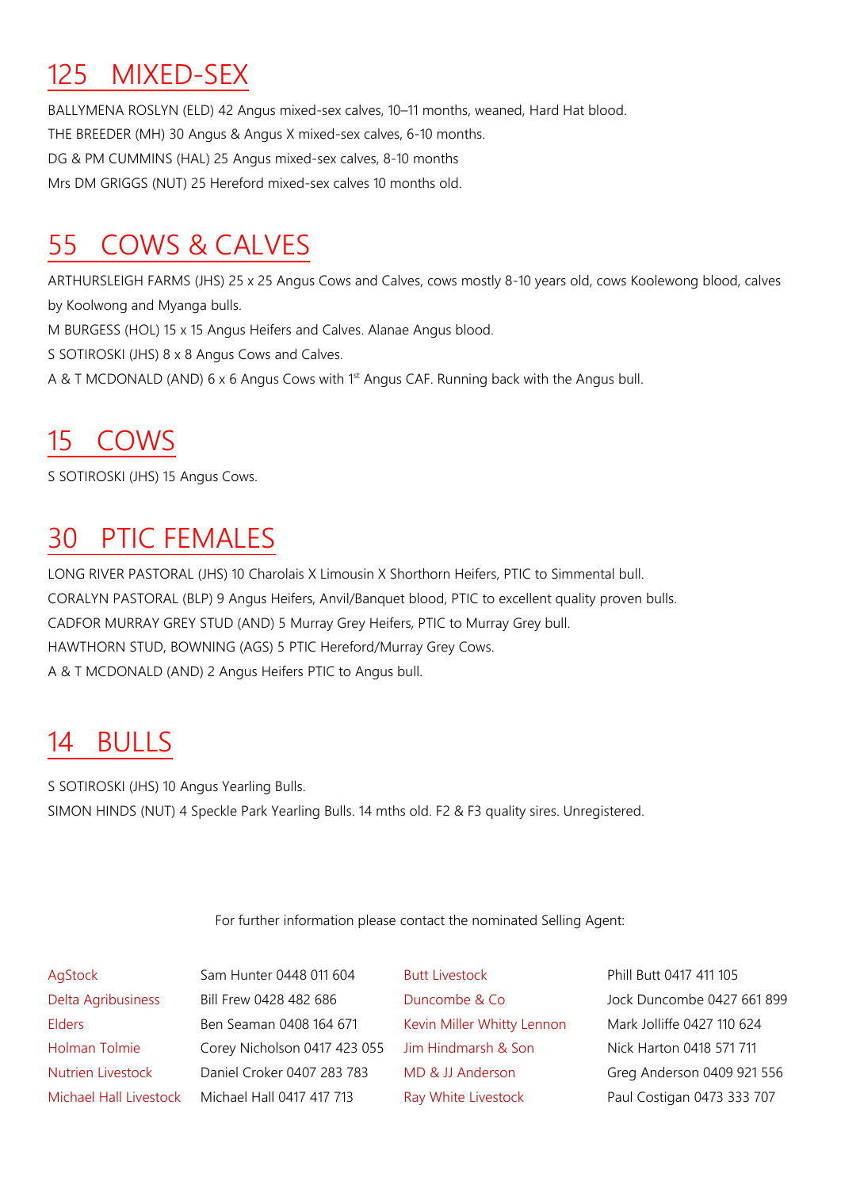## 125 MIXED-SEX

BALLYMENA ROSLYN (ELD) 42 Angus mixed-sex calves, 10–11 months, weaned, Hard Hat blood.
THE BREEDER (MH) 30 Angus & Angus X mixed-sex calves, 6-10 months.
DG & PM CUMMINS (HAL) 25 Angus mixed-sex calves, 8-10 months
Mrs DM GRIGGS (NUT) 25 Hereford mixed-sex calves 10 months old.

## 55 COWS & CALVES

ARTHURSLEIGH FARMS (JHS) 25 x 25 Angus Cows and Calves, cows mostly 8-10 years old, cows Koolewong blood, calves by Koolwong and Myanga bulls.
M BURGESS (HOL) 15 x 15 Angus Heifers and Calves. Alanae Angus blood.
S SOTIROSKI (JHS) 8 x 8 Angus Cows and Calves.
A & T MCDONALD (AND) 6 x 6 Angus Cows with 1st Angus CAF. Running back with the Angus bull.

## 15 COWS

S SOTIROSKI (JHS) 15 Angus Cows.

## 30 PTIC FEMALES

LONG RIVER PASTORAL (JHS) 10 Charolais X Limousin X Shorthorn Heifers, PTIC to Simmental bull.
CORALYN PASTORAL (BLP) 9 Angus Heifers, Anvil/Banquet blood, PTIC to excellent quality proven bulls.
CADFOR MURRAY GREY STUD (AND) 5 Murray Grey Heifers, PTIC to Murray Grey bull.
HAWTHORN STUD, BOWNING (AGS) 5 PTIC Hereford/Murray Grey Cows.
A & T MCDONALD (AND) 2 Angus Heifers PTIC to Angus bull.

## 14 BULLS

S SOTIROSKI (JHS) 10 Angus Yearling Bulls.
SIMON HINDS (NUT) 4 Speckle Park Yearling Bulls. 14 mths old. F2 & F3 quality sires. Unregistered.

For further information please contact the nominated Selling Agent:

| | | | |
|---|---|---|---|
| AgStock | Sam Hunter 0448 011 604 | Butt Livestock | Phill Butt 0417 411 105 |
| Delta Agribusiness | Bill Frew 0428 482 686 | Duncombe & Co | Jock Duncombe 0427 661 899 |
| Elders | Ben Seaman 0408 164 671 | Kevin Miller Whitty Lennon | Mark Jolliffe 0427 110 624 |
| Holman Tolmie | Corey Nicholson 0417 423 055 | Jim Hindmarsh & Son | Nick Harton 0418 571 711 |
| Nutrien Livestock | Daniel Croker 0407 283 783 | MD & JJ Anderson | Greg Anderson 0409 921 556 |
| Michael Hall Livestock | Michael Hall 0417 417 713 | Ray White Livestock | Paul Costigan 0473 333 707 |